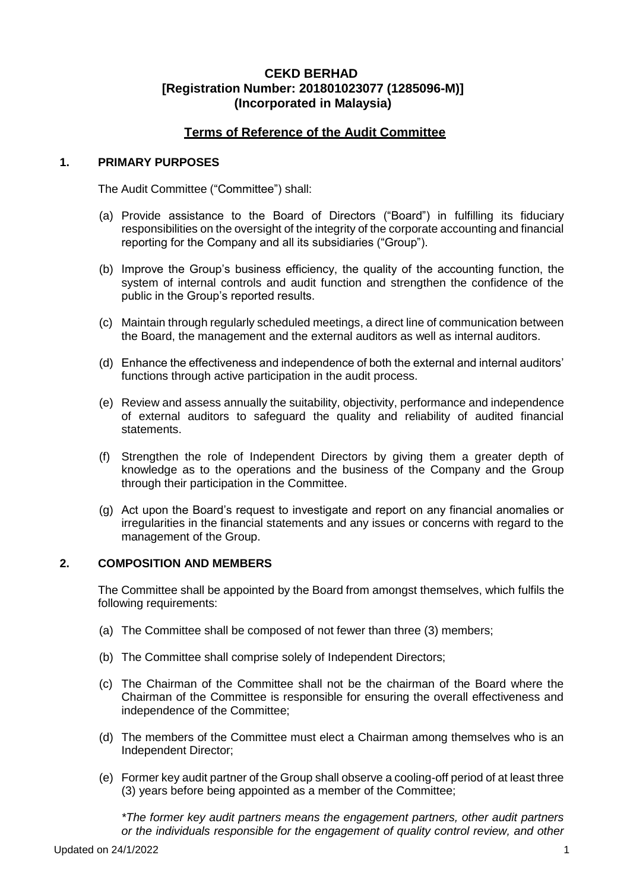**CEKD BERHAD**
**[Registration Number: 201801023077 (1285096-M)]**
**(Incorporated in Malaysia)**

## Terms of Reference of the Audit Committee

### 1. PRIMARY PURPOSES

The Audit Committee ("Committee") shall:

(a) Provide assistance to the Board of Directors ("Board") in fulfilling its fiduciary responsibilities on the oversight of the integrity of the corporate accounting and financial reporting for the Company and all its subsidiaries ("Group").

(b) Improve the Group's business efficiency, the quality of the accounting function, the system of internal controls and audit function and strengthen the confidence of the public in the Group's reported results.

(c) Maintain through regularly scheduled meetings, a direct line of communication between the Board, the management and the external auditors as well as internal auditors.

(d) Enhance the effectiveness and independence of both the external and internal auditors' functions through active participation in the audit process.

(e) Review and assess annually the suitability, objectivity, performance and independence of external auditors to safeguard the quality and reliability of audited financial statements.

(f) Strengthen the role of Independent Directors by giving them a greater depth of knowledge as to the operations and the business of the Company and the Group through their participation in the Committee.

(g) Act upon the Board's request to investigate and report on any financial anomalies or irregularities in the financial statements and any issues or concerns with regard to the management of the Group.

### 2. COMPOSITION AND MEMBERS

The Committee shall be appointed by the Board from amongst themselves, which fulfils the following requirements:

(a) The Committee shall be composed of not fewer than three (3) members;

(b) The Committee shall comprise solely of Independent Directors;

(c) The Chairman of the Committee shall not be the chairman of the Board where the Chairman of the Committee is responsible for ensuring the overall effectiveness and independence of the Committee;

(d) The members of the Committee must elect a Chairman among themselves who is an Independent Director;

(e) Former key audit partner of the Group shall observe a cooling-off period of at least three (3) years before being appointed as a member of the Committee;

*\*The former key audit partners means the engagement partners, other audit partners or the individuals responsible for the engagement of quality control review, and other*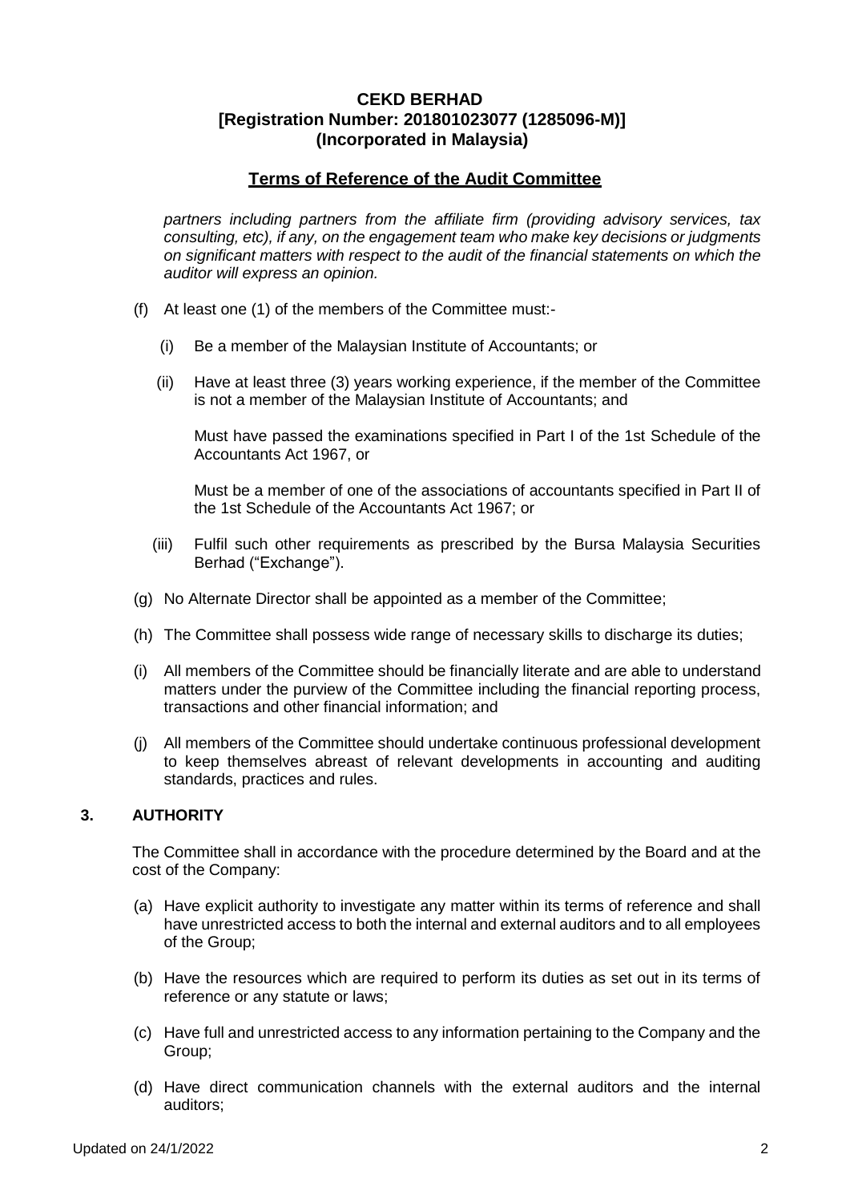*partners including partners from the affiliate firm (providing advisory services, tax consulting, etc), if any, on the engagement team who make key decisions or judgments on significant matters with respect to the audit of the financial statements on which the auditor will express an opinion.*

(f) At least one (1) of the members of the Committee must:-

   (i) Be a member of the Malaysian Institute of Accountants; or

   (ii) Have at least three (3) years working experience, if the member of the Committee is not a member of the Malaysian Institute of Accountants; and

   Must have passed the examinations specified in Part I of the 1st Schedule of the Accountants Act 1967, or

   Must be a member of one of the associations of accountants specified in Part II of the 1st Schedule of the Accountants Act 1967; or

   (iii) Fulfil such other requirements as prescribed by the Bursa Malaysia Securities Berhad ("Exchange").

(g) No Alternate Director shall be appointed as a member of the Committee;

(h) The Committee shall possess wide range of necessary skills to discharge its duties;

(i) All members of the Committee should be financially literate and are able to understand matters under the purview of the Committee including the financial reporting process, transactions and other financial information; and

(j) All members of the Committee should undertake continuous professional development to keep themselves abreast of relevant developments in accounting and auditing standards, practices and rules.

## 3. AUTHORITY

The Committee shall in accordance with the procedure determined by the Board and at the cost of the Company:

(a) Have explicit authority to investigate any matter within its terms of reference and shall have unrestricted access to both the internal and external auditors and to all employees of the Group;

(b) Have the resources which are required to perform its duties as set out in its terms of reference or any statute or laws;

(c) Have full and unrestricted access to any information pertaining to the Company and the Group;

(d) Have direct communication channels with the external auditors and the internal auditors;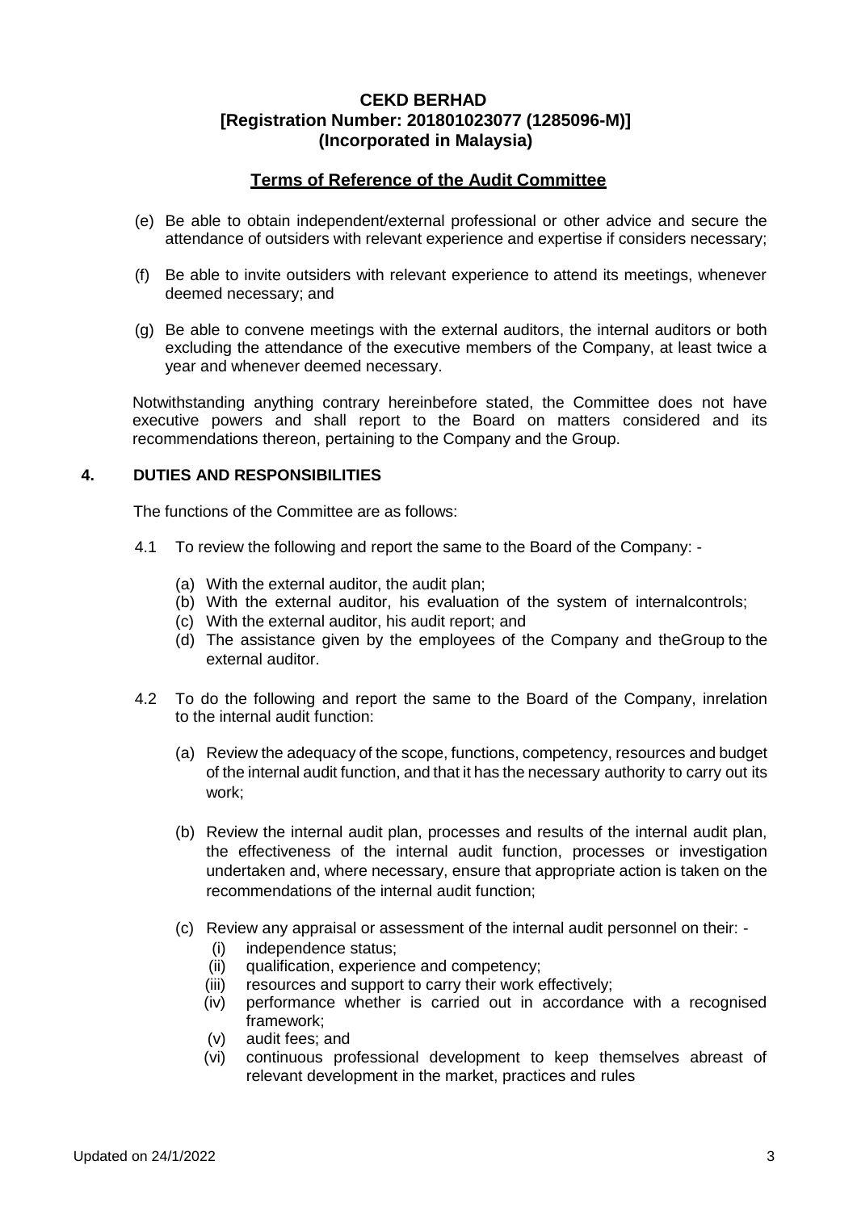**CEKD BERHAD**
**[Registration Number: 201801023077 (1285096-M)]**
**(Incorporated in Malaysia)**

**Terms of Reference of the Audit Committee**

(e) Be able to obtain independent/external professional or other advice and secure the attendance of outsiders with relevant experience and expertise if considers necessary;

(f) Be able to invite outsiders with relevant experience to attend its meetings, whenever deemed necessary; and

(g) Be able to convene meetings with the external auditors, the internal auditors or both excluding the attendance of the executive members of the Company, at least twice a year and whenever deemed necessary.

Notwithstanding anything contrary hereinbefore stated, the Committee does not have executive powers and shall report to the Board on matters considered and its recommendations thereon, pertaining to the Company and the Group.

## 4. DUTIES AND RESPONSIBILITIES

The functions of the Committee are as follows:

4.1 To review the following and report the same to the Board of the Company: -

(a) With the external auditor, the audit plan;
(b) With the external auditor, his evaluation of the system of internalcontrols;
(c) With the external auditor, his audit report; and
(d) The assistance given by the employees of the Company and theGroup to the external auditor.

4.2 To do the following and report the same to the Board of the Company, inrelation to the internal audit function:

(a) Review the adequacy of the scope, functions, competency, resources and budget of the internal audit function, and that it has the necessary authority to carry out its work;

(b) Review the internal audit plan, processes and results of the internal audit plan, the effectiveness of the internal audit function, processes or investigation undertaken and, where necessary, ensure that appropriate action is taken on the recommendations of the internal audit function;

(c) Review any appraisal or assessment of the internal audit personnel on their: -
 (i) independence status;
 (ii) qualification, experience and competency;
 (iii) resources and support to carry their work effectively;
 (iv) performance whether is carried out in accordance with a recognised framework;
 (v) audit fees; and
 (vi) continuous professional development to keep themselves abreast of relevant development in the market, practices and rules

Updated on 24/1/2022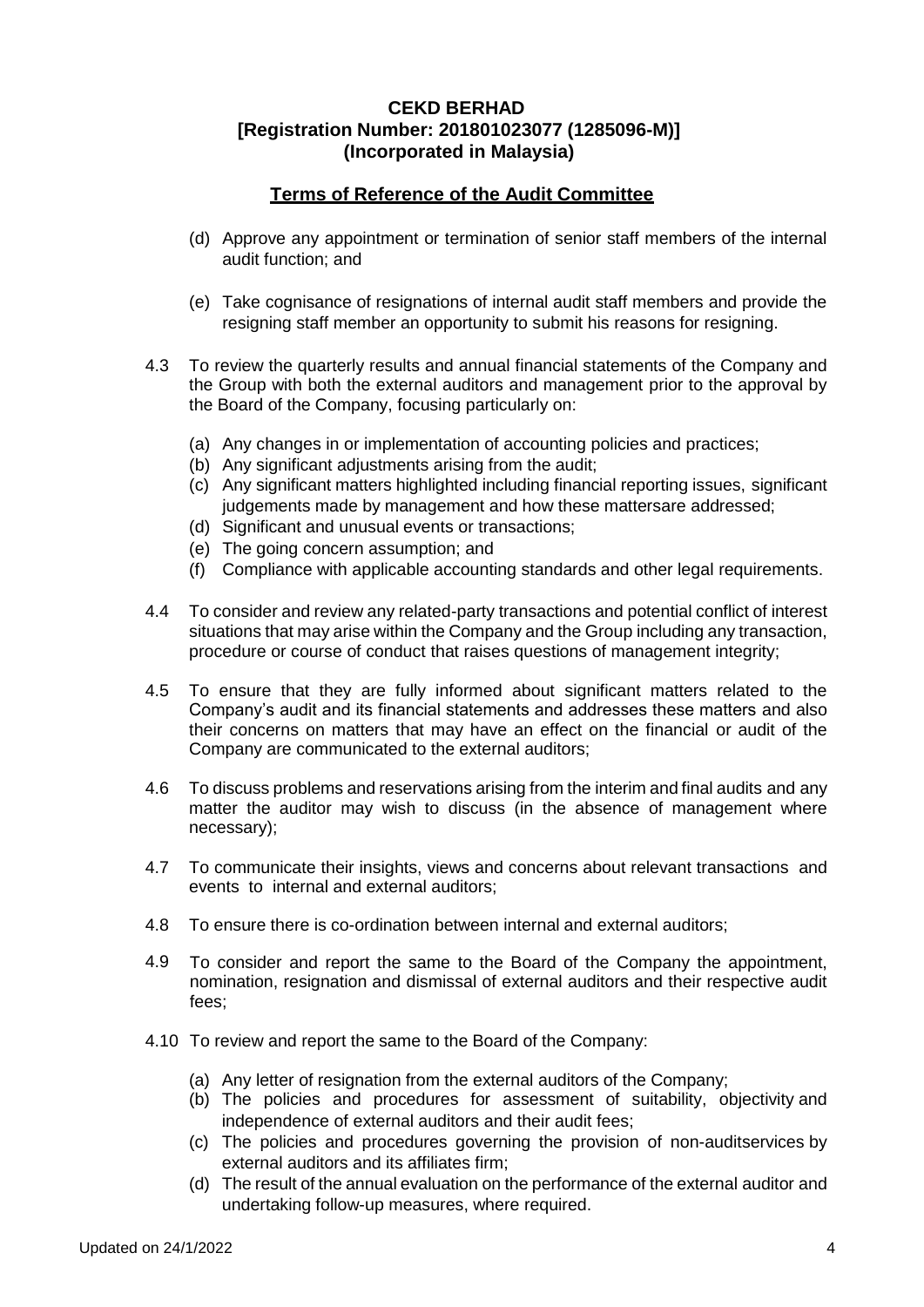**CEKD BERHAD**
**[Registration Number: 201801023077 (1285096-M)]**
**(Incorporated in Malaysia)**

**Terms of Reference of the Audit Committee**

(d) Approve any appointment or termination of senior staff members of the internal audit function; and

(e) Take cognisance of resignations of internal audit staff members and provide the resigning staff member an opportunity to submit his reasons for resigning.

4.3 To review the quarterly results and annual financial statements of the Company and the Group with both the external auditors and management prior to the approval by the Board of the Company, focusing particularly on:

(a) Any changes in or implementation of accounting policies and practices;
(b) Any significant adjustments arising from the audit;
(c) Any significant matters highlighted including financial reporting issues, significant judgements made by management and how these mattersare addressed;
(d) Significant and unusual events or transactions;
(e) The going concern assumption; and
(f) Compliance with applicable accounting standards and other legal requirements.

4.4 To consider and review any related-party transactions and potential conflict of interest situations that may arise within the Company and the Group including any transaction, procedure or course of conduct that raises questions of management integrity;

4.5 To ensure that they are fully informed about significant matters related to the Company's audit and its financial statements and addresses these matters and also their concerns on matters that may have an effect on the financial or audit of the Company are communicated to the external auditors;

4.6 To discuss problems and reservations arising from the interim and final audits and any matter the auditor may wish to discuss (in the absence of management where necessary);

4.7 To communicate their insights, views and concerns about relevant transactions and events to internal and external auditors;

4.8 To ensure there is co-ordination between internal and external auditors;

4.9 To consider and report the same to the Board of the Company the appointment, nomination, resignation and dismissal of external auditors and their respective audit fees;

4.10 To review and report the same to the Board of the Company:

(a) Any letter of resignation from the external auditors of the Company;
(b) The policies and procedures for assessment of suitability, objectivity and independence of external auditors and their audit fees;
(c) The policies and procedures governing the provision of non-auditservices by external auditors and its affiliates firm;
(d) The result of the annual evaluation on the performance of the external auditor and undertaking follow-up measures, where required.

Updated on 24/1/2022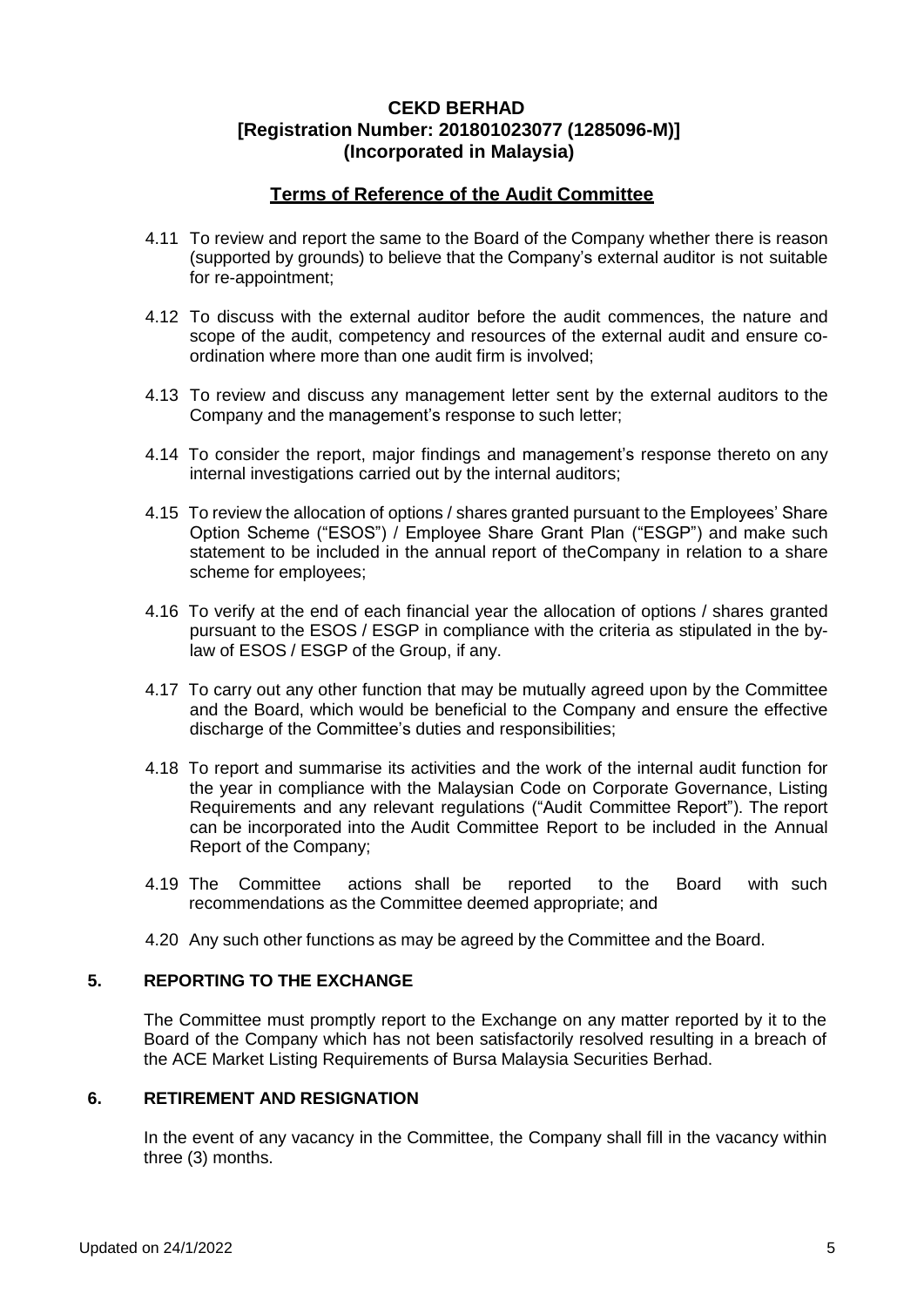**CEKD BERHAD**
**[Registration Number: 201801023077 (1285096-M)]**
**(Incorporated in Malaysia)**

**Terms of Reference of the Audit Committee**

4.11 To review and report the same to the Board of the Company whether there is reason (supported by grounds) to believe that the Company's external auditor is not suitable for re-appointment;

4.12 To discuss with the external auditor before the audit commences, the nature and scope of the audit, competency and resources of the external audit and ensure co-ordination where more than one audit firm is involved;

4.13 To review and discuss any management letter sent by the external auditors to the Company and the management's response to such letter;

4.14 To consider the report, major findings and management's response thereto on any internal investigations carried out by the internal auditors;

4.15 To review the allocation of options / shares granted pursuant to the Employees' Share Option Scheme ("ESOS") / Employee Share Grant Plan ("ESGP") and make such statement to be included in the annual report of theCompany in relation to a share scheme for employees;

4.16 To verify at the end of each financial year the allocation of options / shares granted pursuant to the ESOS / ESGP in compliance with the criteria as stipulated in the by-law of ESOS / ESGP of the Group, if any.

4.17 To carry out any other function that may be mutually agreed upon by the Committee and the Board, which would be beneficial to the Company and ensure the effective discharge of the Committee's duties and responsibilities;

4.18 To report and summarise its activities and the work of the internal audit function for the year in compliance with the Malaysian Code on Corporate Governance, Listing Requirements and any relevant regulations ("Audit Committee Report"). The report can be incorporated into the Audit Committee Report to be included in the Annual Report of the Company;

4.19 The Committee actions shall be reported to the Board with such recommendations as the Committee deemed appropriate; and

4.20 Any such other functions as may be agreed by the Committee and the Board.

## 5. REPORTING TO THE EXCHANGE

The Committee must promptly report to the Exchange on any matter reported by it to the Board of the Company which has not been satisfactorily resolved resulting in a breach of the ACE Market Listing Requirements of Bursa Malaysia Securities Berhad.

## 6. RETIREMENT AND RESIGNATION

In the event of any vacancy in the Committee, the Company shall fill in the vacancy within three (3) months.

Updated on 24/1/2022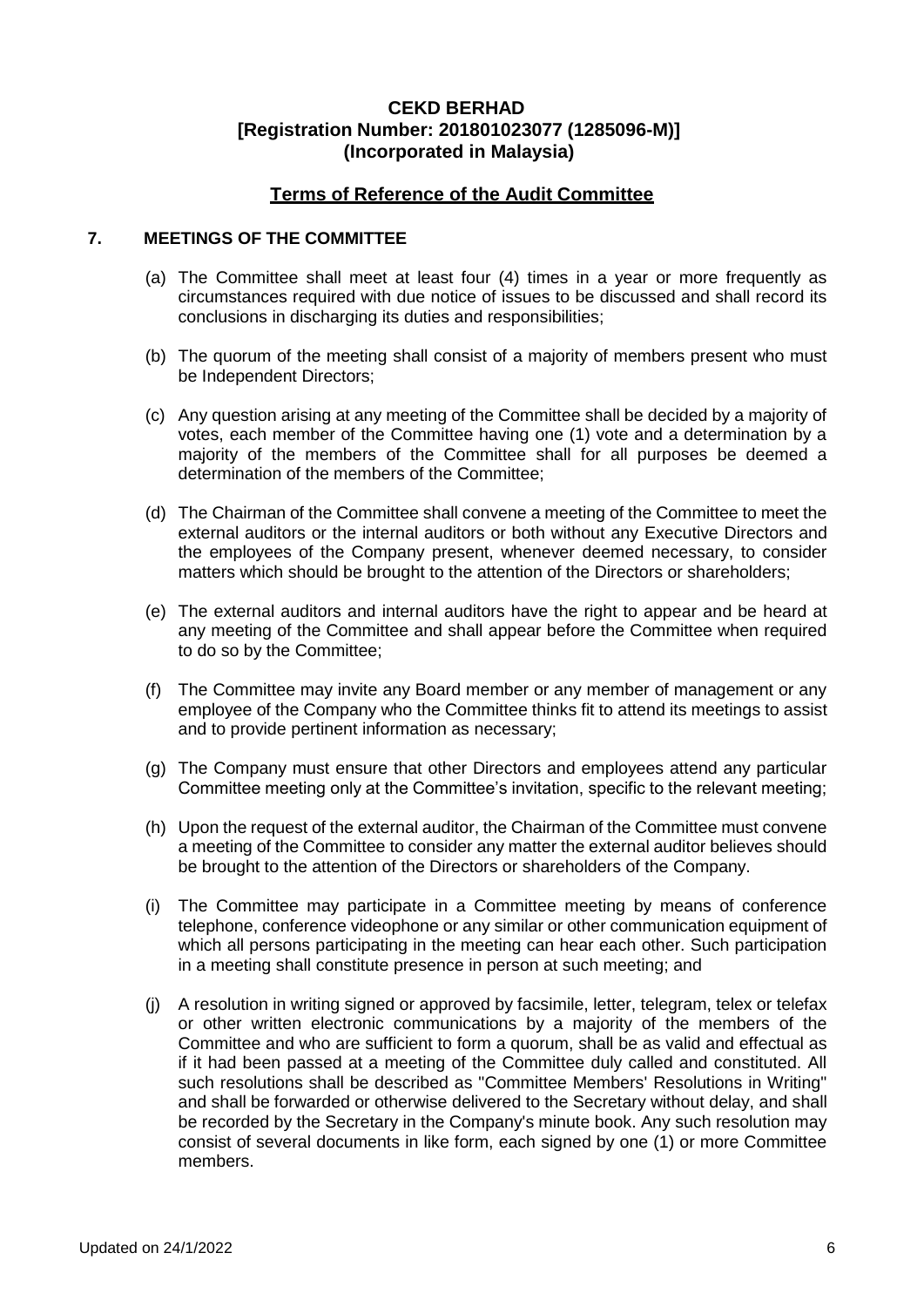**CEKD BERHAD**
**[Registration Number: 201801023077 (1285096-M)]**
**(Incorporated in Malaysia)**

## Terms of Reference of the Audit Committee

### 7. MEETINGS OF THE COMMITTEE

(a) The Committee shall meet at least four (4) times in a year or more frequently as circumstances required with due notice of issues to be discussed and shall record its conclusions in discharging its duties and responsibilities;

(b) The quorum of the meeting shall consist of a majority of members present who must be Independent Directors;

(c) Any question arising at any meeting of the Committee shall be decided by a majority of votes, each member of the Committee having one (1) vote and a determination by a majority of the members of the Committee shall for all purposes be deemed a determination of the members of the Committee;

(d) The Chairman of the Committee shall convene a meeting of the Committee to meet the external auditors or the internal auditors or both without any Executive Directors and the employees of the Company present, whenever deemed necessary, to consider matters which should be brought to the attention of the Directors or shareholders;

(e) The external auditors and internal auditors have the right to appear and be heard at any meeting of the Committee and shall appear before the Committee when required to do so by the Committee;

(f) The Committee may invite any Board member or any member of management or any employee of the Company who the Committee thinks fit to attend its meetings to assist and to provide pertinent information as necessary;

(g) The Company must ensure that other Directors and employees attend any particular Committee meeting only at the Committee's invitation, specific to the relevant meeting;

(h) Upon the request of the external auditor, the Chairman of the Committee must convene a meeting of the Committee to consider any matter the external auditor believes should be brought to the attention of the Directors or shareholders of the Company.

(i) The Committee may participate in a Committee meeting by means of conference telephone, conference videophone or any similar or other communication equipment of which all persons participating in the meeting can hear each other. Such participation in a meeting shall constitute presence in person at such meeting; and

(j) A resolution in writing signed or approved by facsimile, letter, telegram, telex or telefax or other written electronic communications by a majority of the members of the Committee and who are sufficient to form a quorum, shall be as valid and effectual as if it had been passed at a meeting of the Committee duly called and constituted. All such resolutions shall be described as "Committee Members' Resolutions in Writing" and shall be forwarded or otherwise delivered to the Secretary without delay, and shall be recorded by the Secretary in the Company's minute book. Any such resolution may consist of several documents in like form, each signed by one (1) or more Committee members.

Updated on 24/1/2022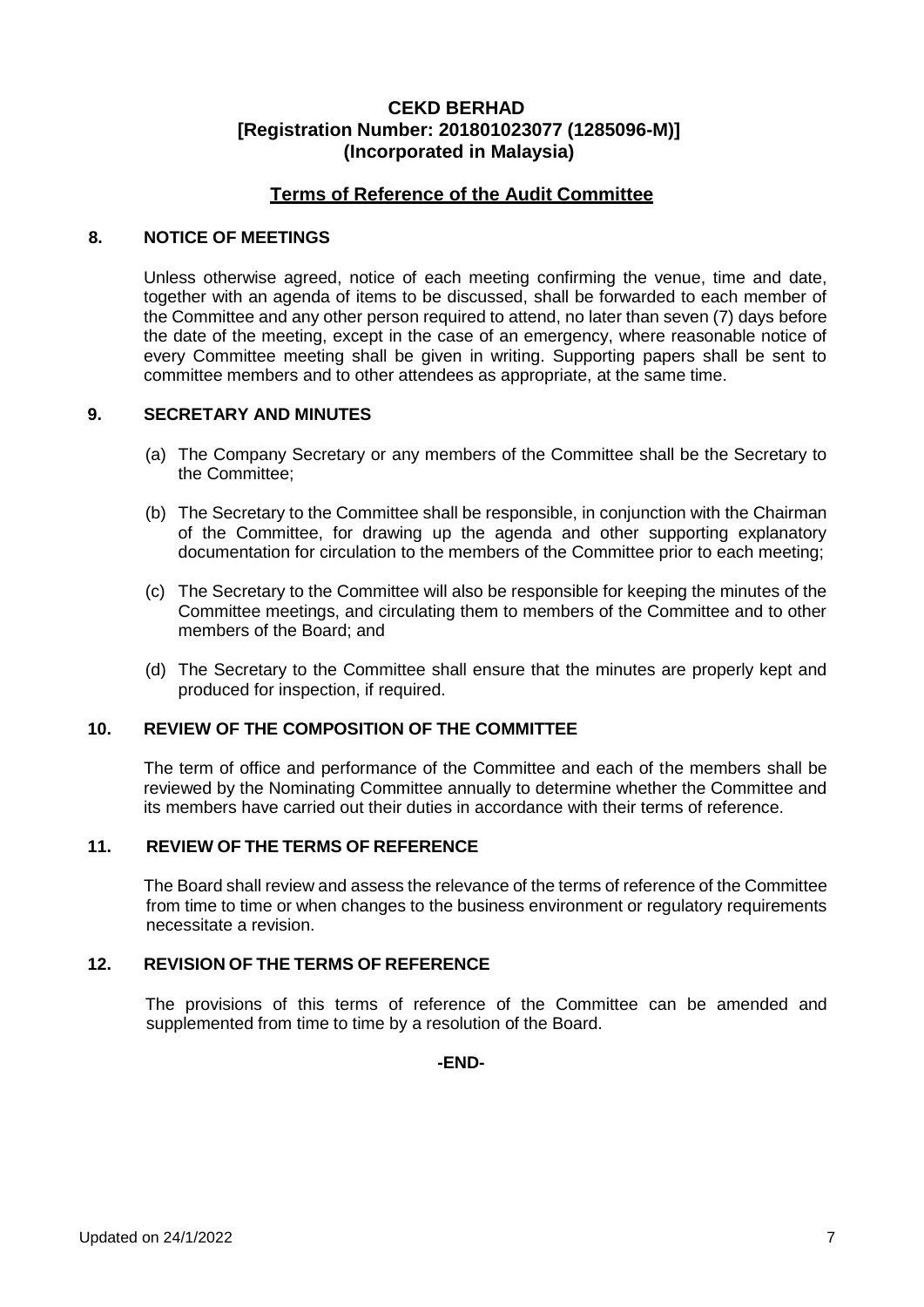**CEKD BERHAD**
**[Registration Number: 201801023077 (1285096-M)]**
**(Incorporated in Malaysia)**

## Terms of Reference of the Audit Committee

### 8. NOTICE OF MEETINGS

Unless otherwise agreed, notice of each meeting confirming the venue, time and date, together with an agenda of items to be discussed, shall be forwarded to each member of the Committee and any other person required to attend, no later than seven (7) days before the date of the meeting, except in the case of an emergency, where reasonable notice of every Committee meeting shall be given in writing. Supporting papers shall be sent to committee members and to other attendees as appropriate, at the same time.

### 9. SECRETARY AND MINUTES

(a) The Company Secretary or any members of the Committee shall be the Secretary to the Committee;

(b) The Secretary to the Committee shall be responsible, in conjunction with the Chairman of the Committee, for drawing up the agenda and other supporting explanatory documentation for circulation to the members of the Committee prior to each meeting;

(c) The Secretary to the Committee will also be responsible for keeping the minutes of the Committee meetings, and circulating them to members of the Committee and to other members of the Board; and

(d) The Secretary to the Committee shall ensure that the minutes are properly kept and produced for inspection, if required.

### 10. REVIEW OF THE COMPOSITION OF THE COMMITTEE

The term of office and performance of the Committee and each of the members shall be reviewed by the Nominating Committee annually to determine whether the Committee and its members have carried out their duties in accordance with their terms of reference.

### 11. REVIEW OF THE TERMS OF REFERENCE

The Board shall review and assess the relevance of the terms of reference of the Committee from time to time or when changes to the business environment or regulatory requirements necessitate a revision.

### 12. REVISION OF THE TERMS OF REFERENCE

The provisions of this terms of reference of the Committee can be amended and supplemented from time to time by a resolution of the Board.

**-END-**

Updated on 24/1/2022